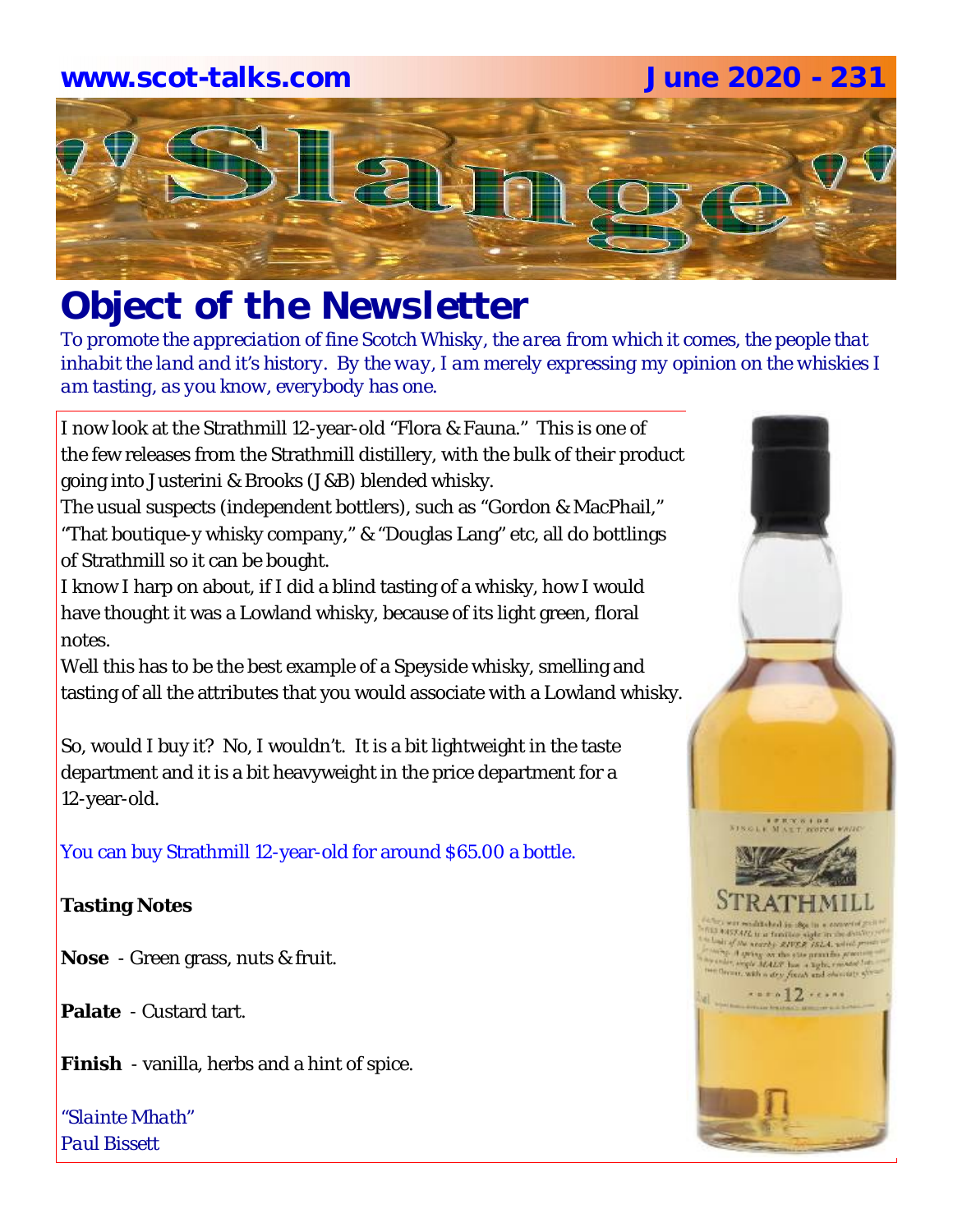**www.scot-talks.com** **June 2020 - 231**

# "Slange"

## Object of the Newsletter

*To promote the appreciation of fine Scotch Whisky, the area from which it comes, the people that inhabit the land and it's history. By the way, I am merely expressing my opinion on the whiskies I am tasting, as you know, everybody has one.*

I now look at the Strathmill 12-year-old "Flora & Fauna." This is one of the few releases from the Strathmill distillery, with the bulk of their product going into Justerini & Brooks (J&B) blended whisky.
The usual suspects (independent bottlers), such as "Gordon & MacPhail," "That boutique-y whisky company," & "Douglas Lang" etc, all do bottlings of Strathmill so it can be bought.
I know I harp on about, if I did a blind tasting of a whisky, how I would have thought it was a Lowland whisky, because of its light green, floral notes.
Well this has to be the best example of a Speyside whisky, smelling and tasting of all the attributes that you would associate with a Lowland whisky.

So, would I buy it? No, I wouldn't. It is a bit lightweight in the taste department and it is a bit heavyweight in the price department for a 12-year-old.

You can buy Strathmill 12-year-old for around $65.00 a bottle.

**Tasting Notes**

**Nose** - Green grass, nuts & fruit.

**Palate** - Custard tart.

**Finish** - vanilla, herbs and a hint of spice.

*"Slainte Mhath"*
*Paul Bissett*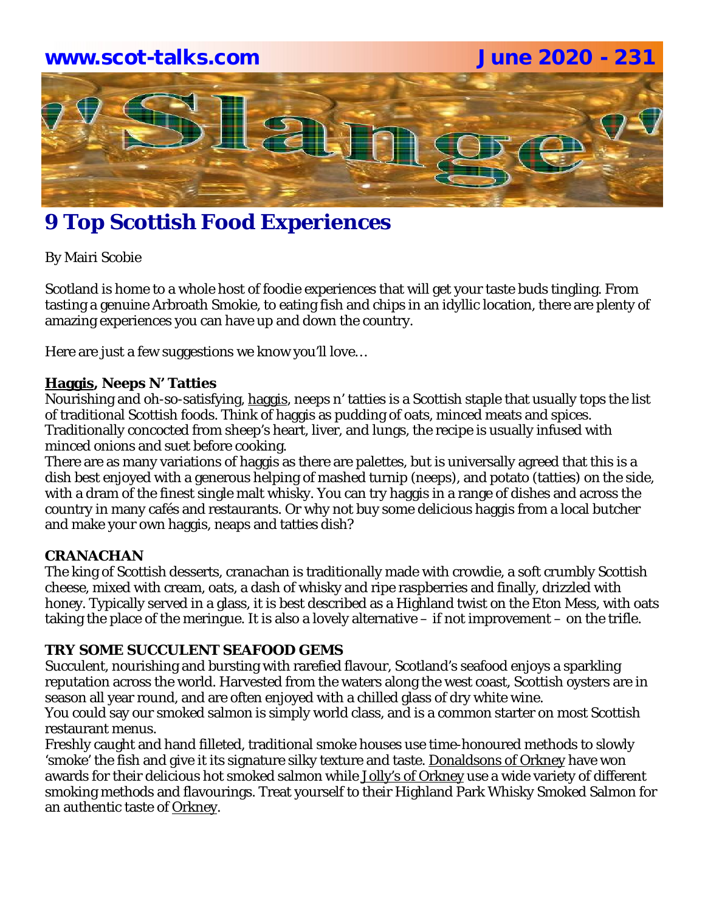# 9 Top Scottish Food Experiences

By Mairi Scobie

Scotland is home to a whole host of foodie experiences that will get your taste buds tingling. From tasting a genuine Arbroath Smokie, to eating fish and chips in an idyllic location, there are plenty of amazing experiences you can have up and down the country.

Here are just a few suggestions we know you'll love…

**Haggis, Neeps N' Tatties**

Nourishing and oh-so-satisfying, haggis, neeps n' tatties is a Scottish staple that usually tops the list of traditional Scottish foods. Think of haggis as pudding of oats, minced meats and spices. Traditionally concocted from sheep's heart, liver, and lungs, the recipe is usually infused with minced onions and suet before cooking.

There are as many variations of haggis as there are palettes, but is universally agreed that this is a dish best enjoyed with a generous helping of mashed turnip (neeps), and potato (tatties) on the side, with a dram of the finest single malt whisky. You can try haggis in a range of dishes and across the country in many cafés and restaurants. Or why not buy some delicious haggis from a local butcher and make your own haggis, neaps and tatties dish?

**CRANACHAN**

The king of Scottish desserts, cranachan is traditionally made with crowdie, a soft crumbly Scottish cheese, mixed with cream, oats, a dash of whisky and ripe raspberries and finally, drizzled with honey. Typically served in a glass, it is best described as a Highland twist on the Eton Mess, with oats taking the place of the meringue. It is also a lovely alternative – if not improvement – on the trifle.

**TRY SOME SUCCULENT SEAFOOD GEMS**

Succulent, nourishing and bursting with rarefied flavour, Scotland's seafood enjoys a sparkling reputation across the world. Harvested from the waters along the west coast, Scottish oysters are in season all year round, and are often enjoyed with a chilled glass of dry white wine.

You could say our smoked salmon is simply world class, and is a common starter on most Scottish restaurant menus.

Freshly caught and hand filleted, traditional smoke houses use time-honoured methods to slowly 'smoke' the fish and give it its signature silky texture and taste. Donaldsons of Orkney have won awards for their delicious hot smoked salmon while Jolly's of Orkney use a wide variety of different smoking methods and flavourings. Treat yourself to their Highland Park Whisky Smoked Salmon for an authentic taste of Orkney.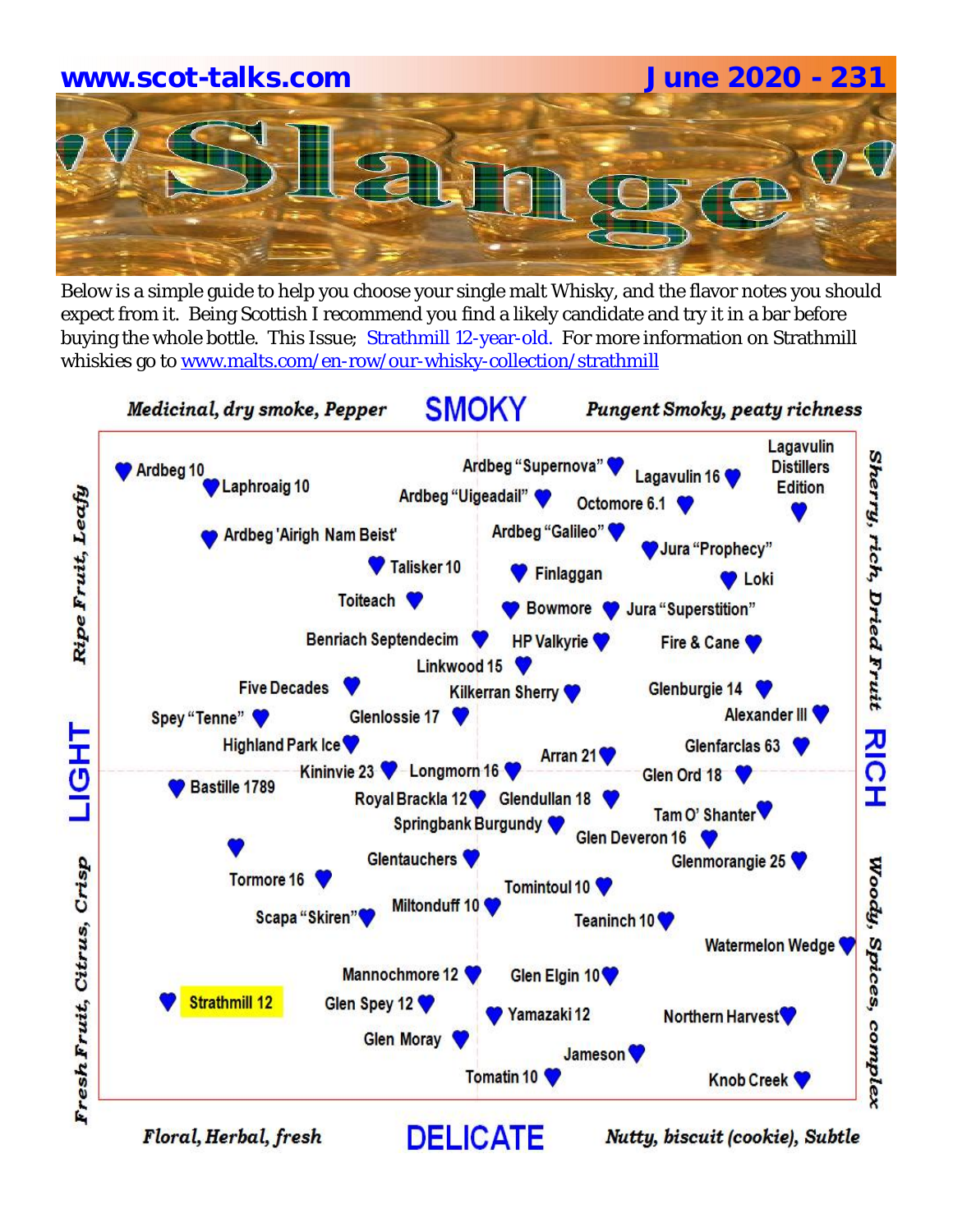**www.scot-talks.com** **June 2020 - 231**

# Slange

Below is a simple guide to help you choose your single malt Whisky, and the flavor notes you should expect from it. Being Scottish I recommend you find a likely candidate and try it in a bar before buying the whole bottle. This Issue; Strathmill 12-year-old. For more information on Strathmill whiskies go to www.malts.com/en-row/our-whisky-collection/strathmill

*Medicinal, dry smoke, Pepper* **SMOKY** *Pungent Smoky, peaty richness*

Ardbeg 10
Laphroaig 10
Ardbeg "Supernova"
Lagavulin 16
Lagavulin Distillers Edition
Ardbeg "Uigeadail"
Octomore 6.1
Ardbeg 'Airigh Nam Beist'
Ardbeg "Galileo"
Jura "Prophecy"
Talisker 10
Finlaggan
Loki
Toiteach
Bowmore
Jura "Superstition"
Benriach Septendecim
HP Valkyrie
Fire & Cane
Linkwood 15
Five Decades
Kilkerran Sherry
Glenburgie 14
Spey "Tenne"
Glenlossie 17
Alexander III
Highland Park Ice
Glenfarclas 63
Arran 21
Kininvie 23
Longmorn 16
Glen Ord 18
Bastille 1789
Royal Brackla 12
Glendullan 18
Tam O' Shanter
Springbank Burgundy
Glen Deveron 16
Glentauchers
Glenmorangie 25
Tormore 16
Tomintoul 10
Miltonduff 10
Scapa "Skiren"
Teaninch 10
Watermelon Wedge
Mannochmore 12
Glen Elgin 10
Strathmill 12
Glen Spey 12
Yamazaki 12
Northern Harvest
Glen Moray
Jameson
Tomatin 10
Knob Creek

*Ripe Fruit, Leafy* — **LIGHT** — *Fresh Fruit, Citrus, Crisp*

*Sherry, rich, Dried Fruit* — **RICH** — *Woody, Spices, complex*

*Floral, Herbal, fresh* **DELICATE** *Nutty, biscuit (cookie), Subtle*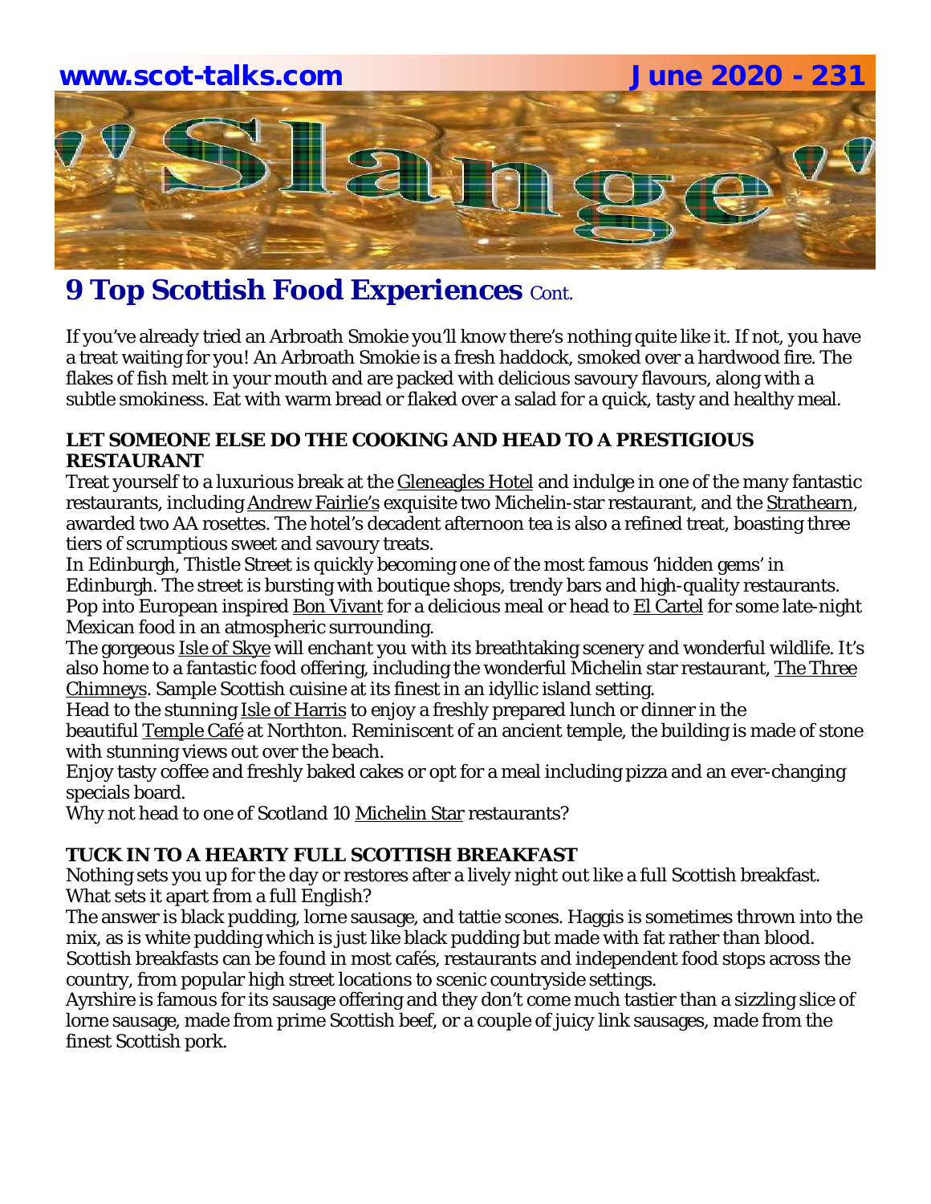# 9 Top Scottish Food Experiences Cont.

If you've already tried an Arbroath Smokie you'll know there's nothing quite like it. If not, you have a treat waiting for you! An Arbroath Smokie is a fresh haddock, smoked over a hardwood fire. The flakes of fish melt in your mouth and are packed with delicious savoury flavours, along with a subtle smokiness. Eat with warm bread or flaked over a salad for a quick, tasty and healthy meal.

**LET SOMEONE ELSE DO THE COOKING AND HEAD TO A PRESTIGIOUS RESTAURANT**

Treat yourself to a luxurious break at the Gleneagles Hotel and indulge in one of the many fantastic restaurants, including Andrew Fairlie's exquisite two Michelin-star restaurant, and the Strathearn, awarded two AA rosettes. The hotel's decadent afternoon tea is also a refined treat, boasting three tiers of scrumptious sweet and savoury treats.

In Edinburgh, Thistle Street is quickly becoming one of the most famous 'hidden gems' in Edinburgh. The street is bursting with boutique shops, trendy bars and high-quality restaurants. Pop into European inspired Bon Vivant for a delicious meal or head to El Cartel for some late-night Mexican food in an atmospheric surrounding.

The gorgeous Isle of Skye will enchant you with its breathtaking scenery and wonderful wildlife. It's also home to a fantastic food offering, including the wonderful Michelin star restaurant, The Three Chimneys. Sample Scottish cuisine at its finest in an idyllic island setting.

Head to the stunning Isle of Harris to enjoy a freshly prepared lunch or dinner in the beautiful Temple Café at Northton. Reminiscent of an ancient temple, the building is made of stone with stunning views out over the beach.

Enjoy tasty coffee and freshly baked cakes or opt for a meal including pizza and an ever-changing specials board.

Why not head to one of Scotland 10 Michelin Star restaurants?

**TUCK IN TO A HEARTY FULL SCOTTISH BREAKFAST**

Nothing sets you up for the day or restores after a lively night out like a full Scottish breakfast. What sets it apart from a full English?

The answer is black pudding, lorne sausage, and tattie scones. Haggis is sometimes thrown into the mix, as is white pudding which is just like black pudding but made with fat rather than blood. Scottish breakfasts can be found in most cafés, restaurants and independent food stops across the country, from popular high street locations to scenic countryside settings.

Ayrshire is famous for its sausage offering and they don't come much tastier than a sizzling slice of lorne sausage, made from prime Scottish beef, or a couple of juicy link sausages, made from the finest Scottish pork.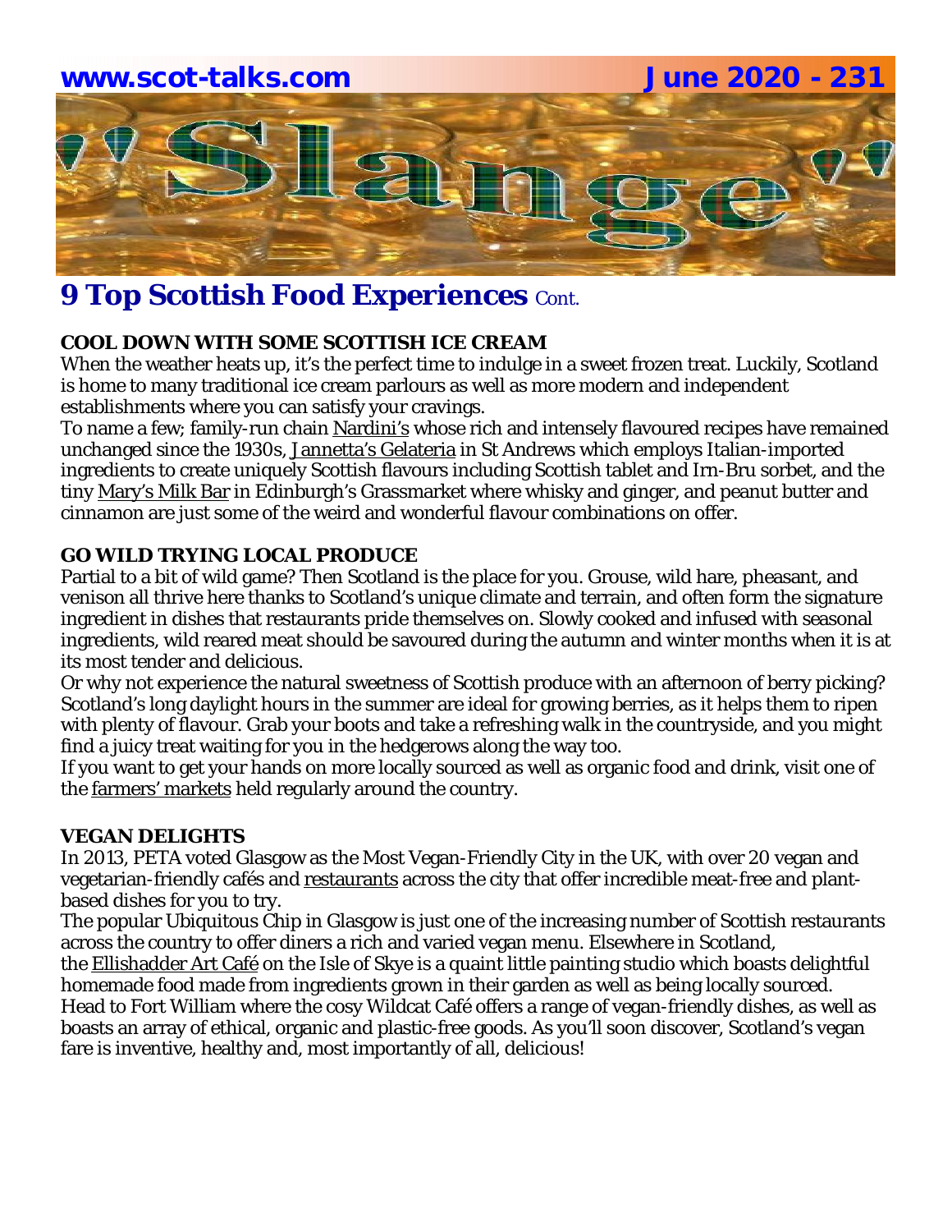## 9 Top Scottish Food Experiences Cont.

**COOL DOWN WITH SOME SCOTTISH ICE CREAM**

When the weather heats up, it's the perfect time to indulge in a sweet frozen treat. Luckily, Scotland is home to many traditional ice cream parlours as well as more modern and independent establishments where you can satisfy your cravings.

To name a few; family-run chain Nardini's whose rich and intensely flavoured recipes have remained unchanged since the 1930s, Jannetta's Gelateria in St Andrews which employs Italian-imported ingredients to create uniquely Scottish flavours including Scottish tablet and Irn-Bru sorbet, and the tiny Mary's Milk Bar in Edinburgh's Grassmarket where whisky and ginger, and peanut butter and cinnamon are just some of the weird and wonderful flavour combinations on offer.

**GO WILD TRYING LOCAL PRODUCE**

Partial to a bit of wild game? Then Scotland is the place for you. Grouse, wild hare, pheasant, and venison all thrive here thanks to Scotland's unique climate and terrain, and often form the signature ingredient in dishes that restaurants pride themselves on. Slowly cooked and infused with seasonal ingredients, wild reared meat should be savoured during the autumn and winter months when it is at its most tender and delicious.

Or why not experience the natural sweetness of Scottish produce with an afternoon of berry picking? Scotland's long daylight hours in the summer are ideal for growing berries, as it helps them to ripen with plenty of flavour. Grab your boots and take a refreshing walk in the countryside, and you might find a juicy treat waiting for you in the hedgerows along the way too.

If you want to get your hands on more locally sourced as well as organic food and drink, visit one of the farmers' markets held regularly around the country.

**VEGAN DELIGHTS**

In 2013, PETA voted Glasgow as the Most Vegan-Friendly City in the UK, with over 20 vegan and vegetarian-friendly cafés and restaurants across the city that offer incredible meat-free and plant-based dishes for you to try.

The popular Ubiquitous Chip in Glasgow is just one of the increasing number of Scottish restaurants across the country to offer diners a rich and varied vegan menu. Elsewhere in Scotland, the Ellishadder Art Café on the Isle of Skye is a quaint little painting studio which boasts delightful homemade food made from ingredients grown in their garden as well as being locally sourced.

Head to Fort William where the cosy Wildcat Café offers a range of vegan-friendly dishes, as well as boasts an array of ethical, organic and plastic-free goods. As you'll soon discover, Scotland's vegan fare is inventive, healthy and, most importantly of all, delicious!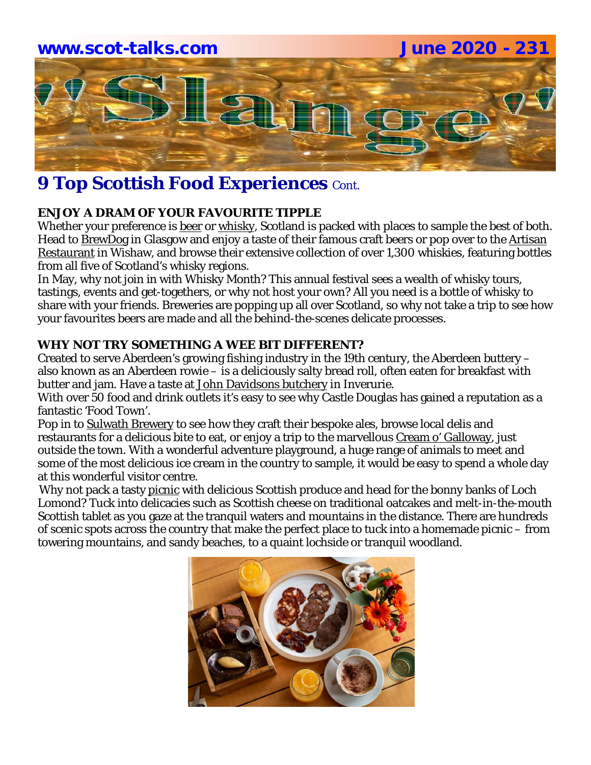# 9 Top Scottish Food Experiences Cont.

**ENJOY A DRAM OF YOUR FAVOURITE TIPPLE**

Whether your preference is beer or whisky, Scotland is packed with places to sample the best of both. Head to BrewDog in Glasgow and enjoy a taste of their famous craft beers or pop over to the Artisan Restaurant in Wishaw, and browse their extensive collection of over 1,300 whiskies, featuring bottles from all five of Scotland's whisky regions.

In May, why not join in with Whisky Month? This annual festival sees a wealth of whisky tours, tastings, events and get-togethers, or why not host your own? All you need is a bottle of whisky to share with your friends. Breweries are popping up all over Scotland, so why not take a trip to see how your favourites beers are made and all the behind-the-scenes delicate processes.

**WHY NOT TRY SOMETHING A WEE BIT DIFFERENT?**

Created to serve Aberdeen's growing fishing industry in the 19th century, the Aberdeen buttery – also known as an Aberdeen rowie – is a deliciously salty bread roll, often eaten for breakfast with butter and jam. Have a taste at John Davidsons butchery in Inverurie.

With over 50 food and drink outlets it's easy to see why Castle Douglas has gained a reputation as a fantastic 'Food Town'.

Pop in to Sulwath Brewery to see how they craft their bespoke ales, browse local delis and restaurants for a delicious bite to eat, or enjoy a trip to the marvellous Cream o' Galloway, just outside the town. With a wonderful adventure playground, a huge range of animals to meet and some of the most delicious ice cream in the country to sample, it would be easy to spend a whole day at this wonderful visitor centre.

Why not pack a tasty picnic with delicious Scottish produce and head for the bonny banks of Loch Lomond? Tuck into delicacies such as Scottish cheese on traditional oatcakes and melt-in-the-mouth Scottish tablet as you gaze at the tranquil waters and mountains in the distance. There are hundreds of scenic spots across the country that make the perfect place to tuck into a homemade picnic – from towering mountains, and sandy beaches, to a quaint lochside or tranquil woodland.